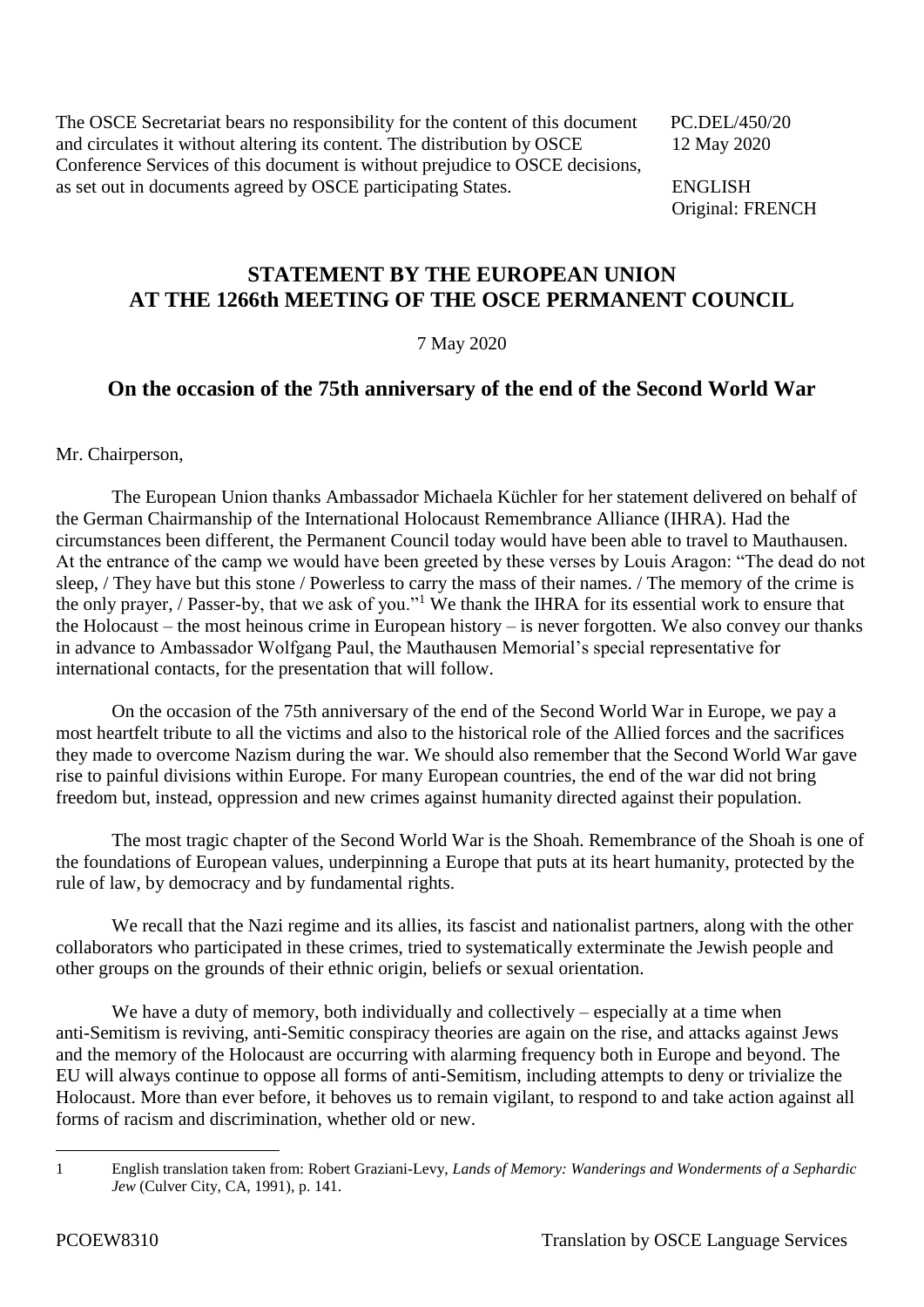The OSCE Secretariat bears no responsibility for the content of this document and circulates it without altering its content. The distribution by OSCE Conference Services of this document is without prejudice to OSCE decisions, as set out in documents agreed by OSCE participating States.

PC.DEL/450/20
12 May 2020

ENGLISH
Original: FRENCH

# STATEMENT BY THE EUROPEAN UNION AT THE 1266th MEETING OF THE OSCE PERMANENT COUNCIL

7 May 2020

## On the occasion of the 75th anniversary of the end of the Second World War

Mr. Chairperson,

The European Union thanks Ambassador Michaela Küchler for her statement delivered on behalf of the German Chairmanship of the International Holocaust Remembrance Alliance (IHRA). Had the circumstances been different, the Permanent Council today would have been able to travel to Mauthausen. At the entrance of the camp we would have been greeted by these verses by Louis Aragon: "The dead do not sleep, / They have but this stone / Powerless to carry the mass of their names. / The memory of the crime is the only prayer, / Passer-by, that we ask of you."[1] We thank the IHRA for its essential work to ensure that the Holocaust – the most heinous crime in European history – is never forgotten. We also convey our thanks in advance to Ambassador Wolfgang Paul, the Mauthausen Memorial's special representative for international contacts, for the presentation that will follow.

On the occasion of the 75th anniversary of the end of the Second World War in Europe, we pay a most heartfelt tribute to all the victims and also to the historical role of the Allied forces and the sacrifices they made to overcome Nazism during the war. We should also remember that the Second World War gave rise to painful divisions within Europe. For many European countries, the end of the war did not bring freedom but, instead, oppression and new crimes against humanity directed against their population.

The most tragic chapter of the Second World War is the Shoah. Remembrance of the Shoah is one of the foundations of European values, underpinning a Europe that puts at its heart humanity, protected by the rule of law, by democracy and by fundamental rights.

We recall that the Nazi regime and its allies, its fascist and nationalist partners, along with the other collaborators who participated in these crimes, tried to systematically exterminate the Jewish people and other groups on the grounds of their ethnic origin, beliefs or sexual orientation.

We have a duty of memory, both individually and collectively – especially at a time when anti-Semitism is reviving, anti-Semitic conspiracy theories are again on the rise, and attacks against Jews and the memory of the Holocaust are occurring with alarming frequency both in Europe and beyond. The EU will always continue to oppose all forms of anti-Semitism, including attempts to deny or trivialize the Holocaust. More than ever before, it behoves us to remain vigilant, to respond to and take action against all forms of racism and discrimination, whether old or new.

---

1 English translation taken from: Robert Graziani-Levy, *Lands of Memory: Wanderings and Wonderments of a Sephardic Jew* (Culver City, CA, 1991), p. 141.

PCOEW8310 Translation by OSCE Language Services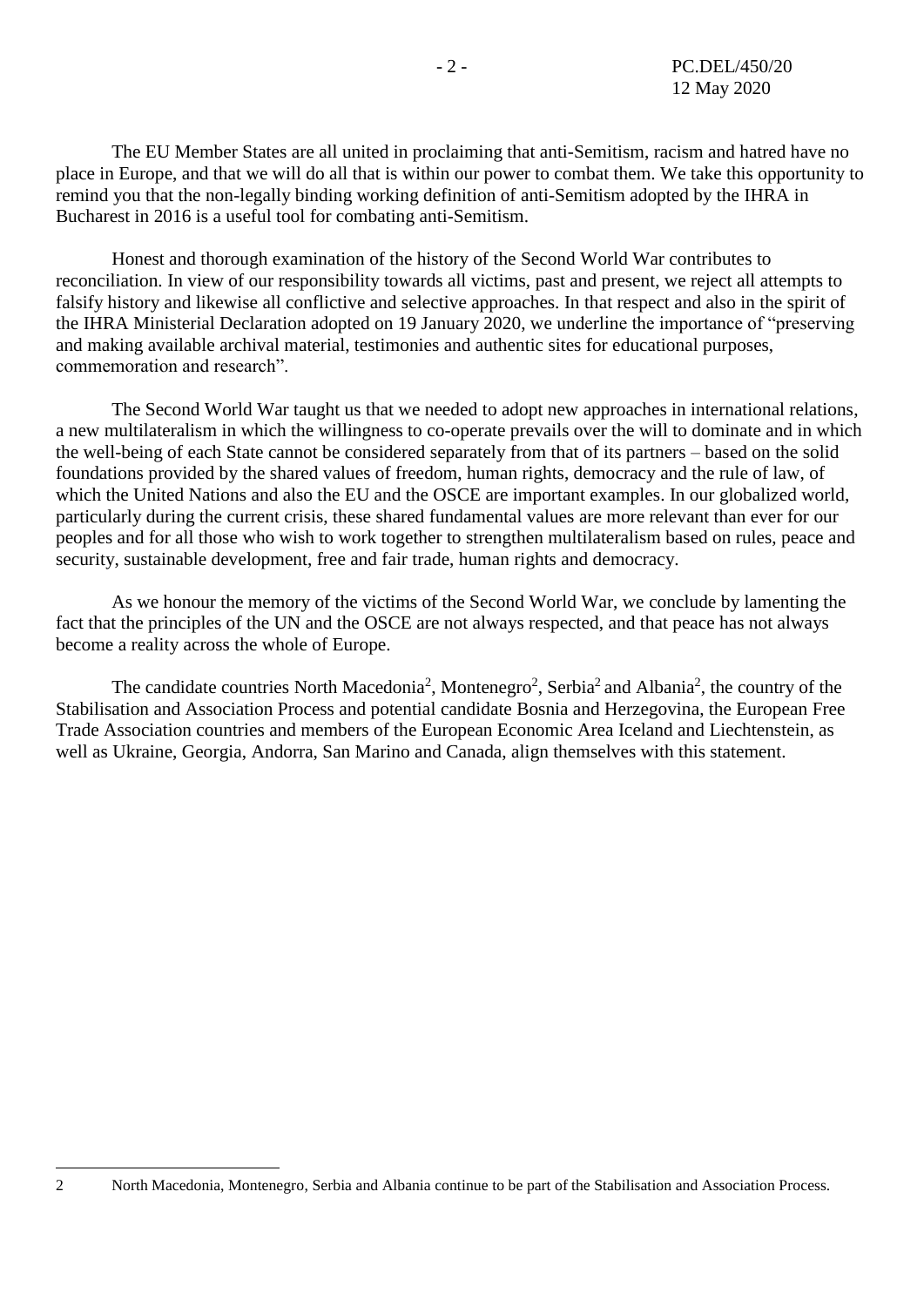The EU Member States are all united in proclaiming that anti-Semitism, racism and hatred have no place in Europe, and that we will do all that is within our power to combat them. We take this opportunity to remind you that the non-legally binding working definition of anti-Semitism adopted by the IHRA in Bucharest in 2016 is a useful tool for combating anti-Semitism.

Honest and thorough examination of the history of the Second World War contributes to reconciliation. In view of our responsibility towards all victims, past and present, we reject all attempts to falsify history and likewise all conflictive and selective approaches. In that respect and also in the spirit of the IHRA Ministerial Declaration adopted on 19 January 2020, we underline the importance of "preserving and making available archival material, testimonies and authentic sites for educational purposes, commemoration and research".

The Second World War taught us that we needed to adopt new approaches in international relations, a new multilateralism in which the willingness to co-operate prevails over the will to dominate and in which the well-being of each State cannot be considered separately from that of its partners – based on the solid foundations provided by the shared values of freedom, human rights, democracy and the rule of law, of which the United Nations and also the EU and the OSCE are important examples. In our globalized world, particularly during the current crisis, these shared fundamental values are more relevant than ever for our peoples and for all those who wish to work together to strengthen multilateralism based on rules, peace and security, sustainable development, free and fair trade, human rights and democracy.

As we honour the memory of the victims of the Second World War, we conclude by lamenting the fact that the principles of the UN and the OSCE are not always respected, and that peace has not always become a reality across the whole of Europe.

The candidate countries North Macedonia[2], Montenegro[2], Serbia[2] and Albania[2], the country of the Stabilisation and Association Process and potential candidate Bosnia and Herzegovina, the European Free Trade Association countries and members of the European Economic Area Iceland and Liechtenstein, as well as Ukraine, Georgia, Andorra, San Marino and Canada, align themselves with this statement.

---

2 North Macedonia, Montenegro, Serbia and Albania continue to be part of the Stabilisation and Association Process.